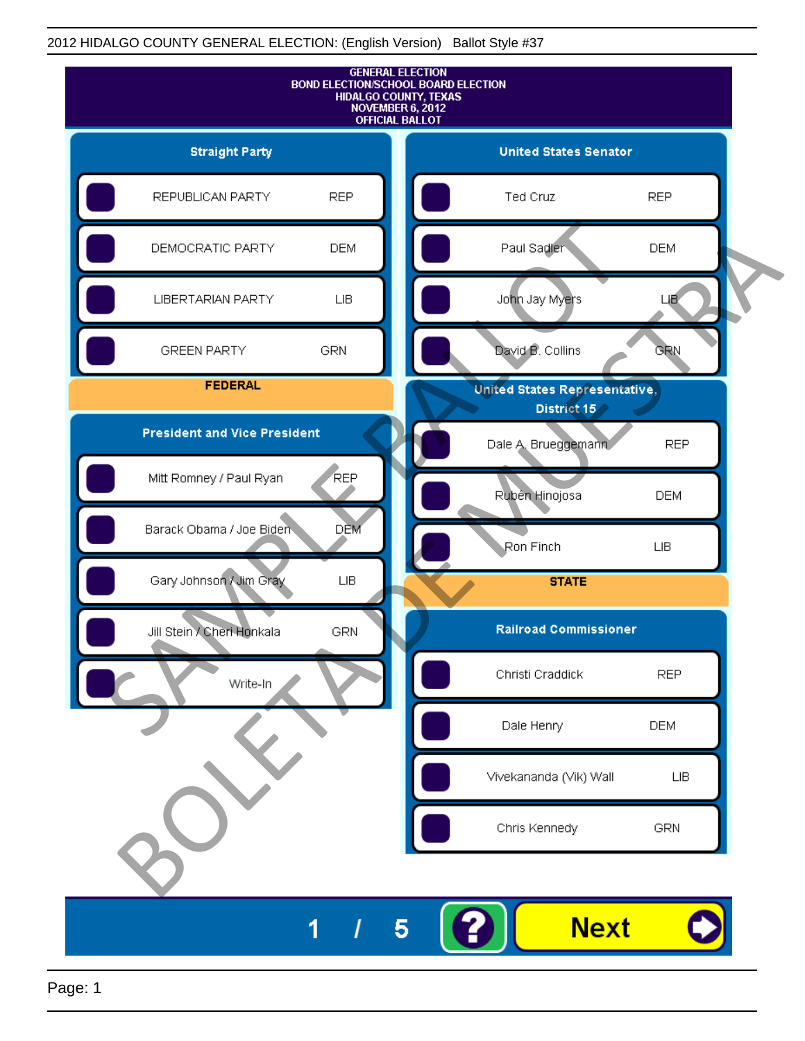2012 HIDALGO COUNTY GENERAL ELECTION: (English Version) Ballot Style #37

# GENERAL ELECTION
## BOND ELECTION/SCHOOL BOARD ELECTION
## HIDALGO COUNTY, TEXAS
## NOVEMBER 6, 2012
## OFFICIAL BALLOT

### Straight Party

| Candidate | Party |
|---|---|
| REPUBLICAN PARTY | REP |
| DEMOCRATIC PARTY | DEM |
| LIBERTARIAN PARTY | LIB |
| GREEN PARTY | GRN |

## FEDERAL

### President and Vice President

| Candidate | Party |
|---|---|
| Mitt Romney / Paul Ryan | REP |
| Barack Obama / Joe Biden | DEM |
| Gary Johnson / Jim Gray | LIB |
| Jill Stein / Cheri Honkala | GRN |
| Write-In | |

### United States Senator

| Candidate | Party |
|---|---|
| Ted Cruz | REP |
| Paul Sadler | DEM |
| John Jay Myers | LIB |
| David B. Collins | GRN |

### United States Representative, District 15

| Candidate | Party |
|---|---|
| Dale A. Brueggemann | REP |
| Rubén Hinojosa | DEM |
| Ron Finch | LIB |

## STATE

### Railroad Commissioner

| Candidate | Party |
|---|---|
| Christi Craddick | REP |
| Dale Henry | DEM |
| Vivekananda (Vik) Wall | LIB |
| Chris Kennedy | GRN |

SAMPLE BALLOT BOLETA DE MUESTRA

1 / 5

Next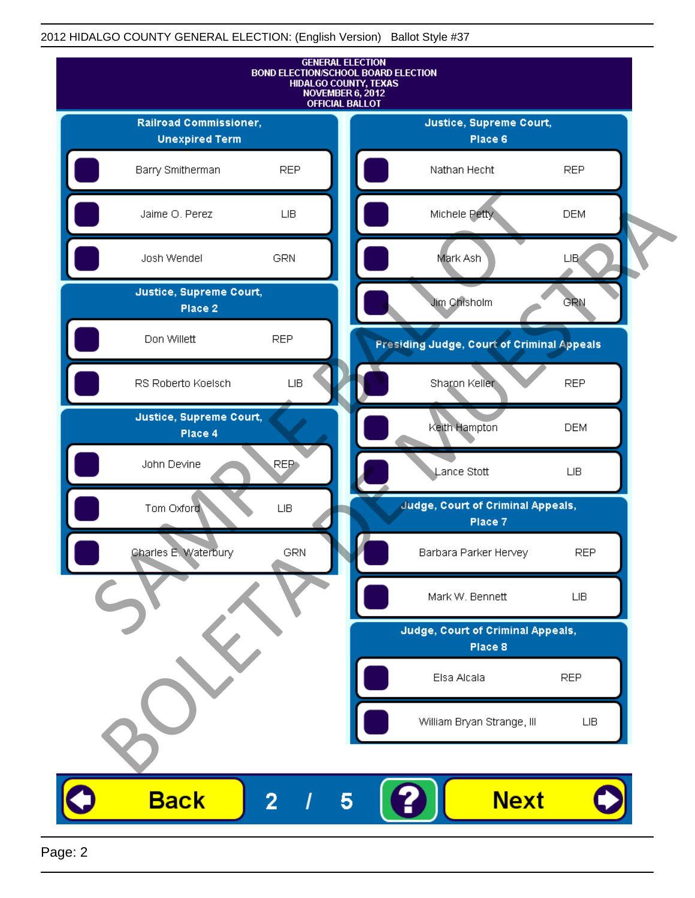2012 HIDALGO COUNTY GENERAL ELECTION: (English Version) Ballot Style #37

GENERAL ELECTION
BOND ELECTION/SCHOOL BOARD ELECTION
HIDALGO COUNTY, TEXAS
NOVEMBER 6, 2012
OFFICIAL BALLOT

## Railroad Commissioner, Unexpired Term

| Candidate | Party |
|---|---|
| Barry Smitherman | REP |
| Jaime O. Perez | LIB |
| Josh Wendel | GRN |

## Justice, Supreme Court, Place 2

| Candidate | Party |
|---|---|
| Don Willett | REP |
| RS Roberto Koelsch | LIB |

## Justice, Supreme Court, Place 4

| Candidate | Party |
|---|---|
| John Devine | REP |
| Tom Oxford | LIB |
| Charles E. Waterbury | GRN |

## Justice, Supreme Court, Place 6

| Candidate | Party |
|---|---|
| Nathan Hecht | REP |
| Michele Petty | DEM |
| Mark Ash | LIB |
| Jim Chisholm | GRN |

## Presiding Judge, Court of Criminal Appeals

| Candidate | Party |
|---|---|
| Sharon Keller | REP |
| Keith Hampton | DEM |
| Lance Stott | LIB |

## Judge, Court of Criminal Appeals, Place 7

| Candidate | Party |
|---|---|
| Barbara Parker Hervey | REP |
| Mark W. Bennett | LIB |

## Judge, Court of Criminal Appeals, Place 8

| Candidate | Party |
|---|---|
| Elsa Alcala | REP |
| William Bryan Strange, III | LIB |

SAMPLE BALLOT
BOLETA DE MUESTRA

Back 2 / 5 ? Next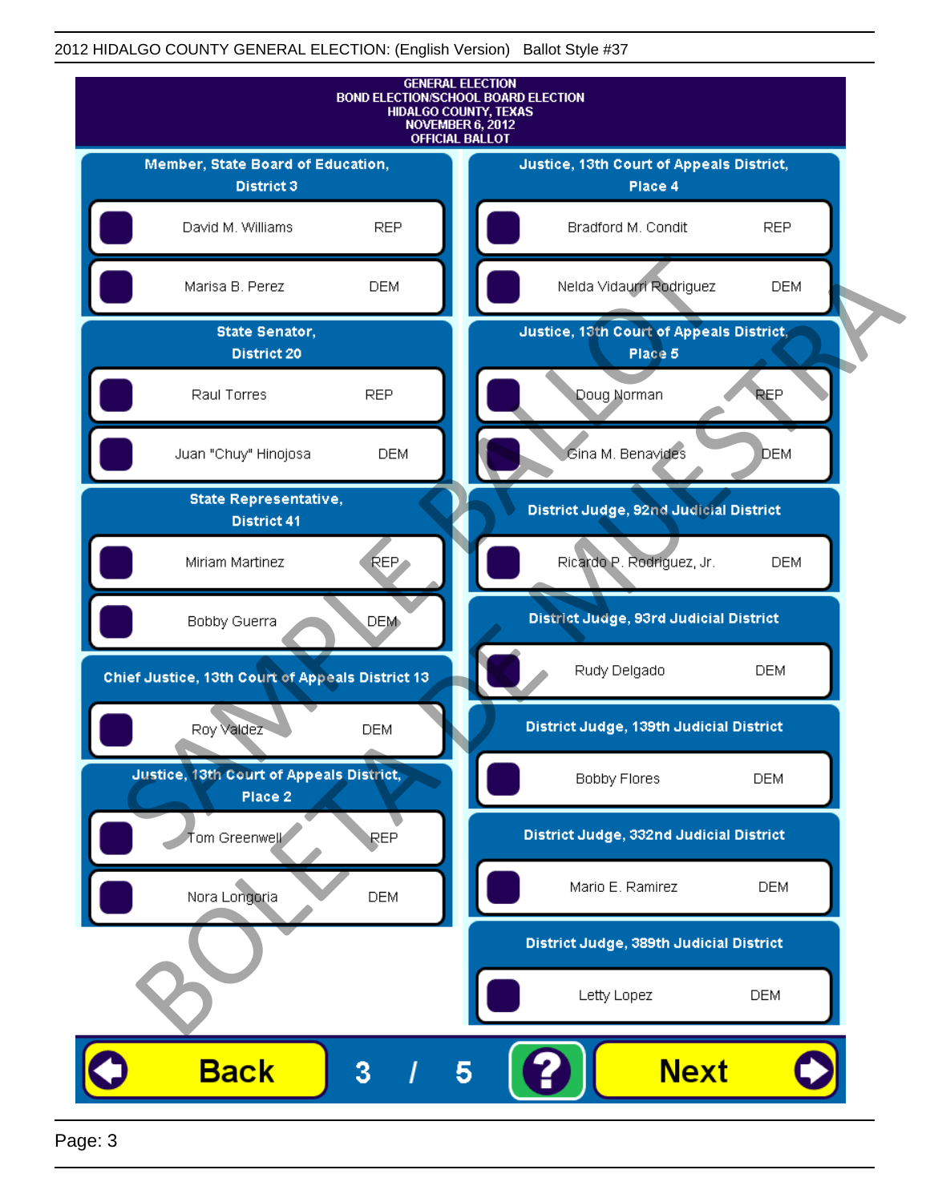2012 HIDALGO COUNTY GENERAL ELECTION: (English Version) Ballot Style #37

GENERAL ELECTION
BOND ELECTION/SCHOOL BOARD ELECTION
HIDALGO COUNTY, TEXAS
NOVEMBER 6, 2012
OFFICIAL BALLOT

### Member, State Board of Education, District 3

- David M. Williams — REP
- Marisa B. Perez — DEM

### State Senator, District 20

- Raul Torres — REP
- Juan "Chuy" Hinojosa — DEM

### State Representative, District 41

- Miriam Martinez — REP
- Bobby Guerra — DEM

### Chief Justice, 13th Court of Appeals District 13

- Roy Valdez — DEM

### Justice, 13th Court of Appeals District, Place 2

- Tom Greenwell — REP
- Nora Longoria — DEM

### Justice, 13th Court of Appeals District, Place 4

- Bradford M. Condit — REP
- Nelda Vidaurri Rodriguez — DEM

### Justice, 13th Court of Appeals District, Place 5

- Doug Norman — REP
- Gina M. Benavides — DEM

### District Judge, 92nd Judicial District

- Ricardo P. Rodriguez, Jr. — DEM

### District Judge, 93rd Judicial District

- Rudy Delgado — DEM

### District Judge, 139th Judicial District

- Bobby Flores — DEM

### District Judge, 332nd Judicial District

- Mario E. Ramirez — DEM

### District Judge, 389th Judicial District

- Letty Lopez — DEM

Back 3 / 5 ? Next

SAMPLE BALLOT BOLETA DE MUESTRA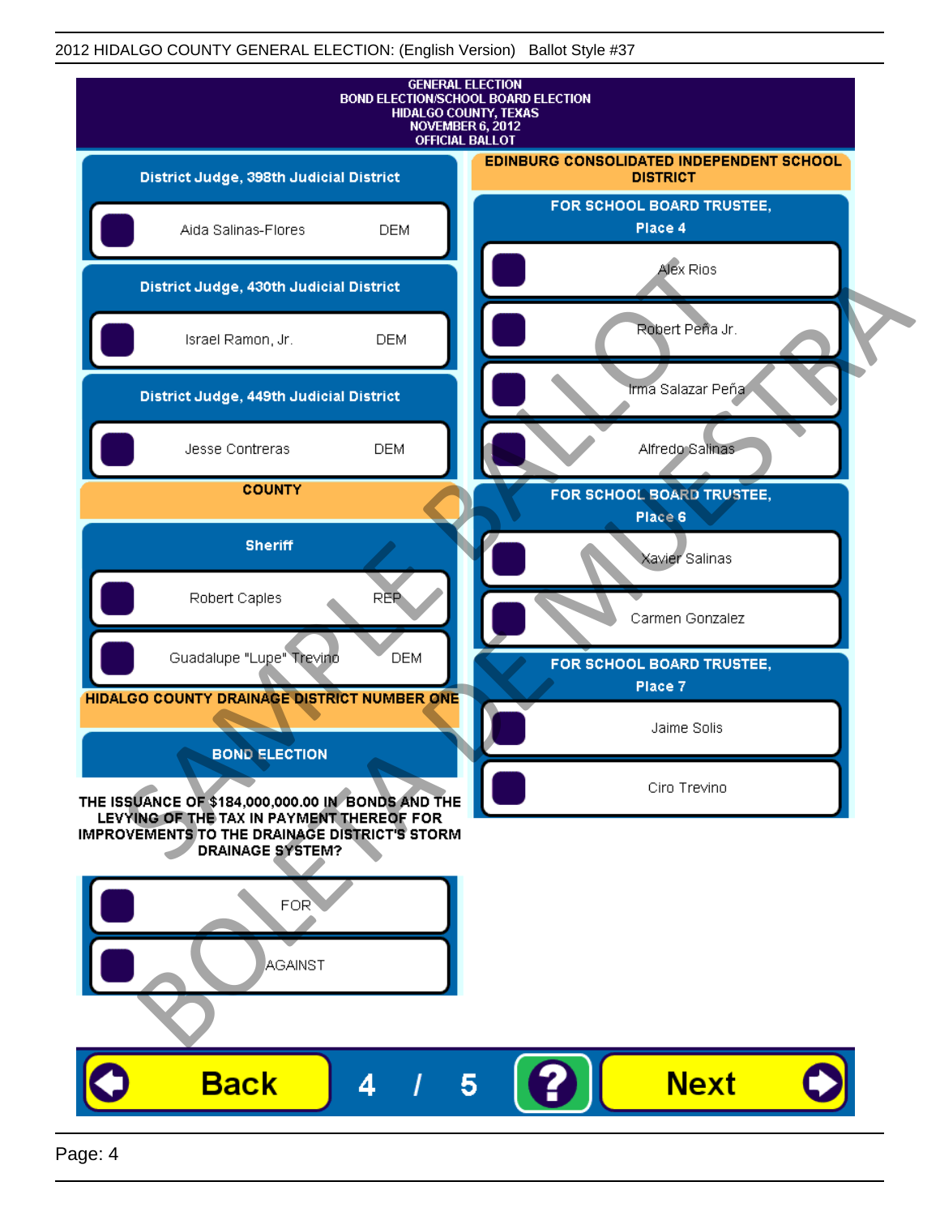GENERAL ELECTION
BOND ELECTION/SCHOOL BOARD ELECTION
HIDALGO COUNTY, TEXAS
NOVEMBER 6, 2012
OFFICIAL BALLOT

### District Judge, 398th Judicial District

- Aida Salinas-Flores DEM

### District Judge, 430th Judicial District

- Israel Ramon, Jr. DEM

### District Judge, 449th Judicial District

- Jesse Contreras DEM

## COUNTY

### Sheriff

- Robert Caples REP
- Guadalupe "Lupe" Trevino DEM

## HIDALGO COUNTY DRAINAGE DISTRICT NUMBER ONE

### BOND ELECTION

**THE ISSUANCE OF $184,000,000.00 IN BONDS AND THE LEVYING OF THE TAX IN PAYMENT THEREOF FOR IMPROVEMENTS TO THE DRAINAGE DISTRICT'S STORM DRAINAGE SYSTEM?**

- FOR
- AGAINST

## EDINBURG CONSOLIDATED INDEPENDENT SCHOOL DISTRICT

### FOR SCHOOL BOARD TRUSTEE, Place 4

- Alex Rios
- Robert Peña Jr.
- Irma Salazar Peña
- Alfredo Salinas

### FOR SCHOOL BOARD TRUSTEE, Place 6

- Xavier Salinas
- Carmen Gonzalez

### FOR SCHOOL BOARD TRUSTEE, Place 7

- Jaime Solis
- Ciro Trevino

Back 4 / 5 ? Next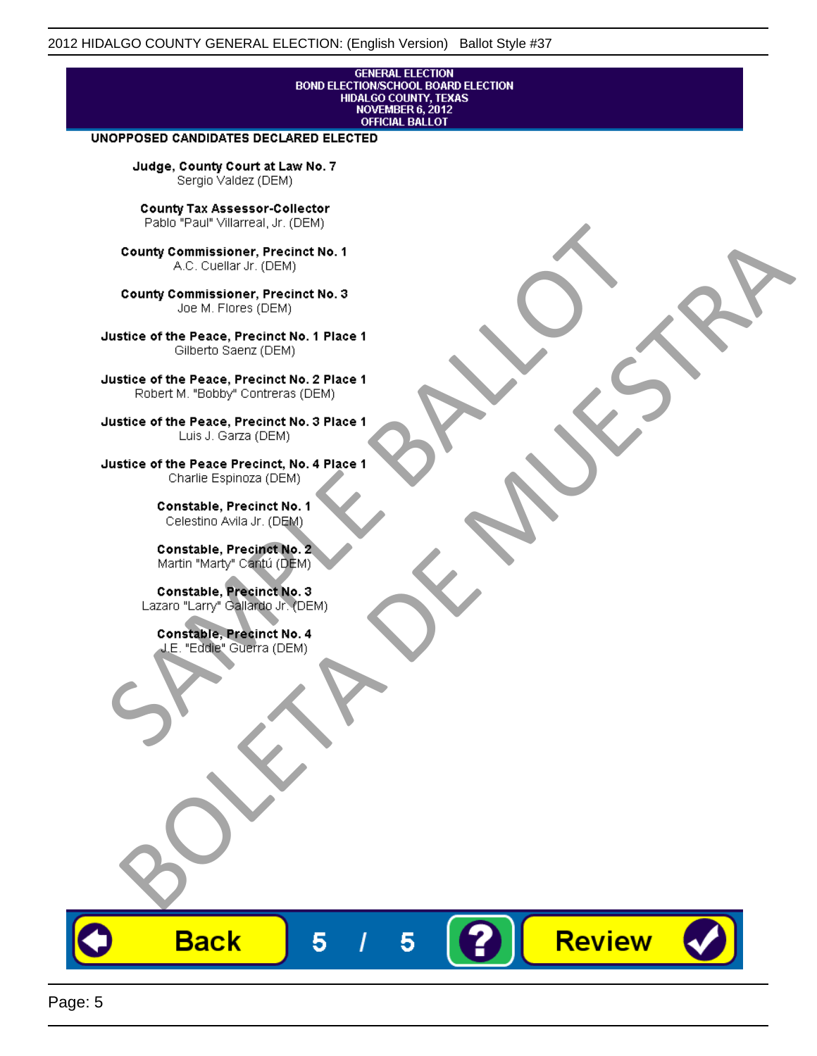GENERAL ELECTION
BOND ELECTION/SCHOOL BOARD ELECTION
HIDALGO COUNTY, TEXAS
NOVEMBER 6, 2012
OFFICIAL BALLOT

**UNOPPOSED CANDIDATES DECLARED ELECTED**

**Judge, County Court at Law No. 7**
Sergio Valdez (DEM)

**County Tax Assessor-Collector**
Pablo "Paul" Villarreal, Jr. (DEM)

**County Commissioner, Precinct No. 1**
A.C. Cuellar Jr. (DEM)

**County Commissioner, Precinct No. 3**
Joe M. Flores (DEM)

**Justice of the Peace, Precinct No. 1 Place 1**
Gilberto Saenz (DEM)

**Justice of the Peace, Precinct No. 2 Place 1**
Robert M. "Bobby" Contreras (DEM)

**Justice of the Peace, Precinct No. 3 Place 1**
Luis J. Garza (DEM)

**Justice of the Peace Precinct, No. 4 Place 1**
Charlie Espinoza (DEM)

**Constable, Precinct No. 1**
Celestino Avila Jr. (DEM)

**Constable, Precinct No. 2**
Martin "Marty" Cantú (DEM)

**Constable, Precinct No. 3**
Lazaro "Larry" Gallardo Jr. (DEM)

**Constable, Precinct No. 4**
J.E. "Eddie" Guerra (DEM)

SAMPLE BALLOT
BOLETA DE MUESTRA

Back 5 / 5 ? Review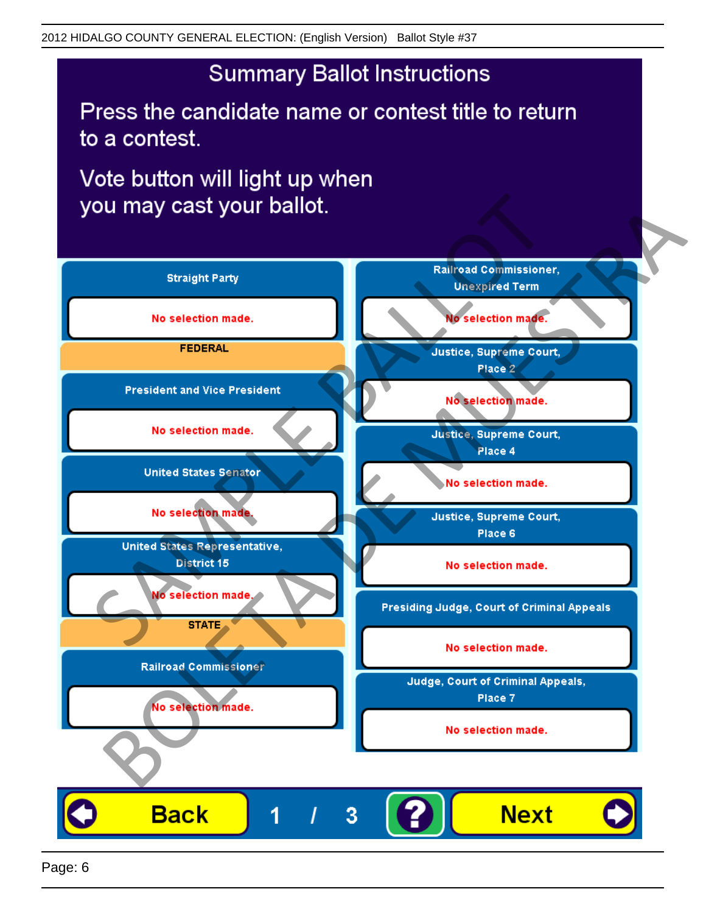2012 HIDALGO COUNTY GENERAL ELECTION: (English Version) Ballot Style #37

# Summary Ballot Instructions

Press the candidate name or contest title to return to a contest.

Vote button will light up when you may cast your ballot.

**Straight Party**

No selection made.

**FEDERAL**

**President and Vice President**

No selection made.

**United States Senator**

No selection made.

**United States Representative, District 15**

No selection made.

**STATE**

**Railroad Commissioner**

No selection made.

**Railroad Commissioner, Unexpired Term**

No selection made.

**Justice, Supreme Court, Place 2**

No selection made.

**Justice, Supreme Court, Place 4**

No selection made.

**Justice, Supreme Court, Place 6**

No selection made.

**Presiding Judge, Court of Criminal Appeals**

No selection made.

**Judge, Court of Criminal Appeals, Place 7**

No selection made.

SAMPLE BALLOT
BOLETA DE MUESTRA

Back | 1 / 3 | ? | Next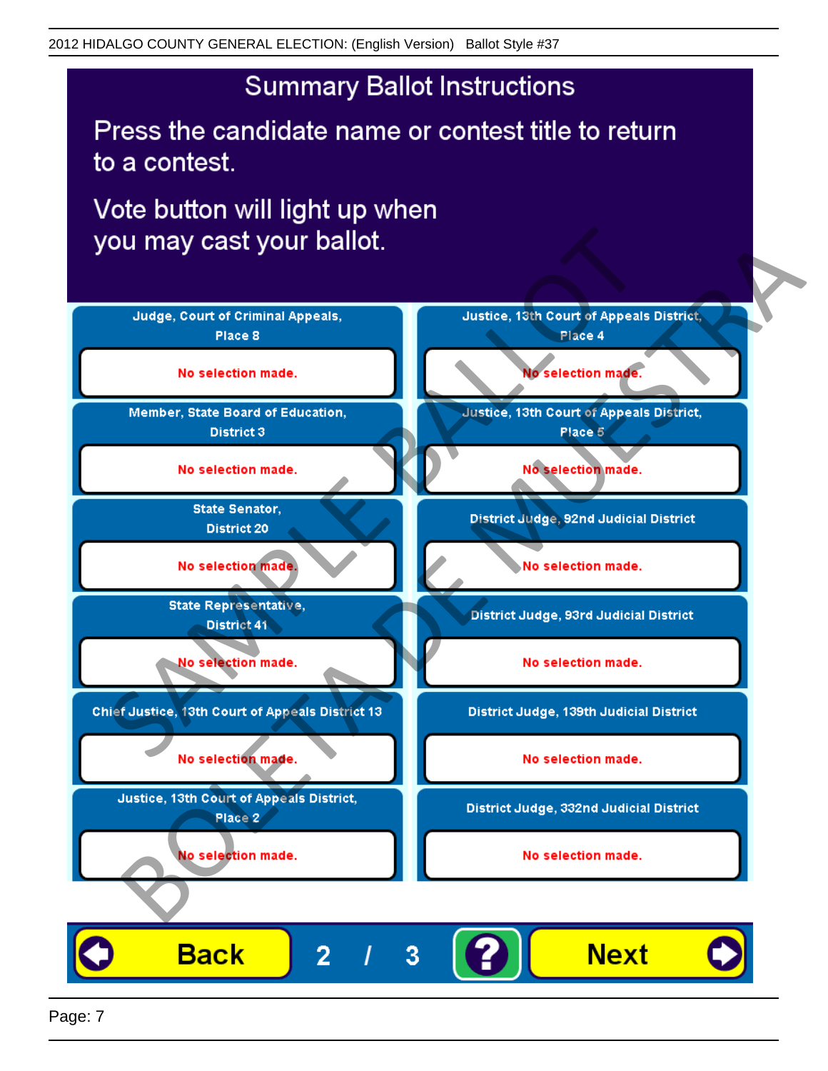# Summary Ballot Instructions

Press the candidate name or contest title to return to a contest.

Vote button will light up when you may cast your ballot.

| Contest | Selection |
| --- | --- |
| Judge, Court of Criminal Appeals, Place 8 | No selection made. |
| Member, State Board of Education, District 3 | No selection made. |
| State Senator, District 20 | No selection made. |
| State Representative, District 41 | No selection made. |
| Chief Justice, 13th Court of Appeals District 13 | No selection made. |
| Justice, 13th Court of Appeals District, Place 2 | No selection made. |
| Justice, 13th Court of Appeals District, Place 4 | No selection made. |
| Justice, 13th Court of Appeals District, Place 5 | No selection made. |
| District Judge, 92nd Judicial District | No selection made. |
| District Judge, 93rd Judicial District | No selection made. |
| District Judge, 139th Judicial District | No selection made. |
| District Judge, 332nd Judicial District | No selection made. |

Back 2 / 3 ? Next

SAMPLE BALLOT
BOLETA DE MUESTRA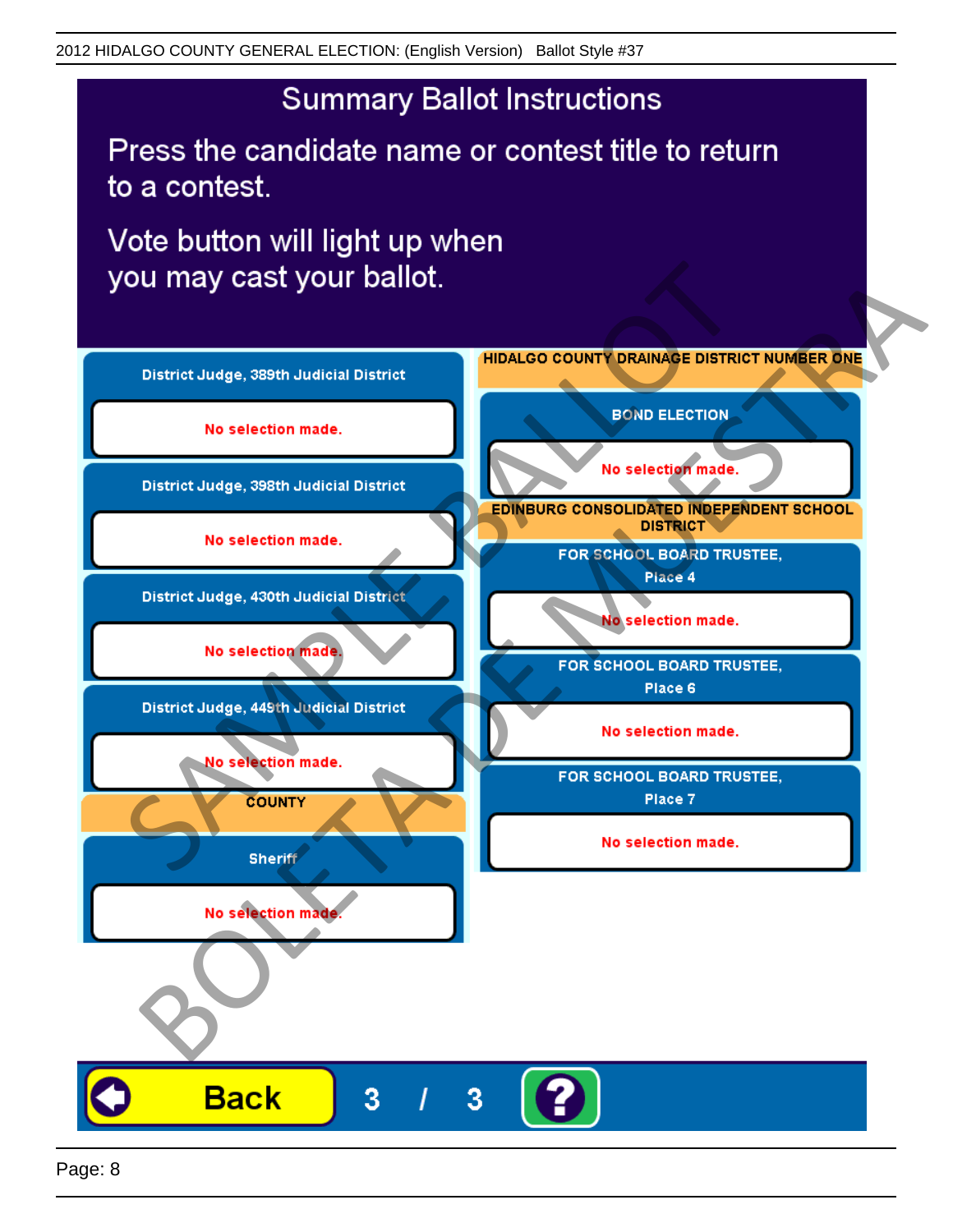2012 HIDALGO COUNTY GENERAL ELECTION: (English Version) Ballot Style #37

# Summary Ballot Instructions

Press the candidate name or contest title to return to a contest.

Vote button will light up when you may cast your ballot.

**District Judge, 389th Judicial District**

No selection made.

**District Judge, 398th Judicial District**

No selection made.

**District Judge, 430th Judicial District**

No selection made.

**District Judge, 449th Judicial District**

No selection made.

**COUNTY**

**Sheriff**

No selection made.

**HIDALGO COUNTY DRAINAGE DISTRICT NUMBER ONE**

**BOND ELECTION**

No selection made.

**EDINBURG CONSOLIDATED INDEPENDENT SCHOOL DISTRICT**

**FOR SCHOOL BOARD TRUSTEE, Place 4**

No selection made.

**FOR SCHOOL BOARD TRUSTEE, Place 6**

No selection made.

**FOR SCHOOL BOARD TRUSTEE, Place 7**

No selection made.

Back 3 / 3 ?

SAMPLE BALLOT BOLETA DE MUESTRA